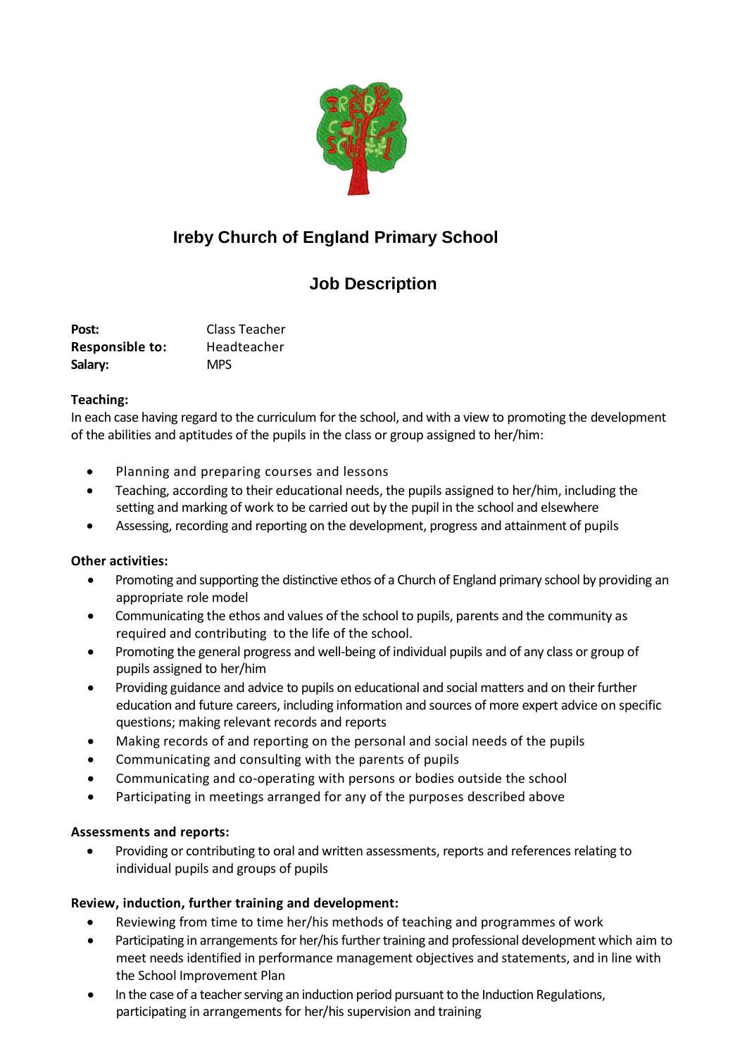# Ireby Church of England Primary School

## Job Description

**Post:** Class Teacher
**Responsible to:** Headteacher
**Salary:** MPS

**Teaching:**
In each case having regard to the curriculum for the school, and with a view to promoting the development of the abilities and aptitudes of the pupils in the class or group assigned to her/him:

- Planning and preparing courses and lessons
- Teaching, according to their educational needs, the pupils assigned to her/him, including the setting and marking of work to be carried out by the pupil in the school and elsewhere
- Assessing, recording and reporting on the development, progress and attainment of pupils

**Other activities:**

- Promoting and supporting the distinctive ethos of a Church of England primary school by providing an appropriate role model
- Communicating the ethos and values of the school to pupils, parents and the community as required and contributing to the life of the school.
- Promoting the general progress and well-being of individual pupils and of any class or group of pupils assigned to her/him
- Providing guidance and advice to pupils on educational and social matters and on their further education and future careers, including information and sources of more expert advice on specific questions; making relevant records and reports
- Making records of and reporting on the personal and social needs of the pupils
- Communicating and consulting with the parents of pupils
- Communicating and co-operating with persons or bodies outside the school
- Participating in meetings arranged for any of the purposes described above

**Assessments and reports:**

- Providing or contributing to oral and written assessments, reports and references relating to individual pupils and groups of pupils

**Review, induction, further training and development:**

- Reviewing from time to time her/his methods of teaching and programmes of work
- Participating in arrangements for her/his further training and professional development which aim to meet needs identified in performance management objectives and statements, and in line with the School Improvement Plan
- In the case of a teacher serving an induction period pursuant to the Induction Regulations, participating in arrangements for her/his supervision and training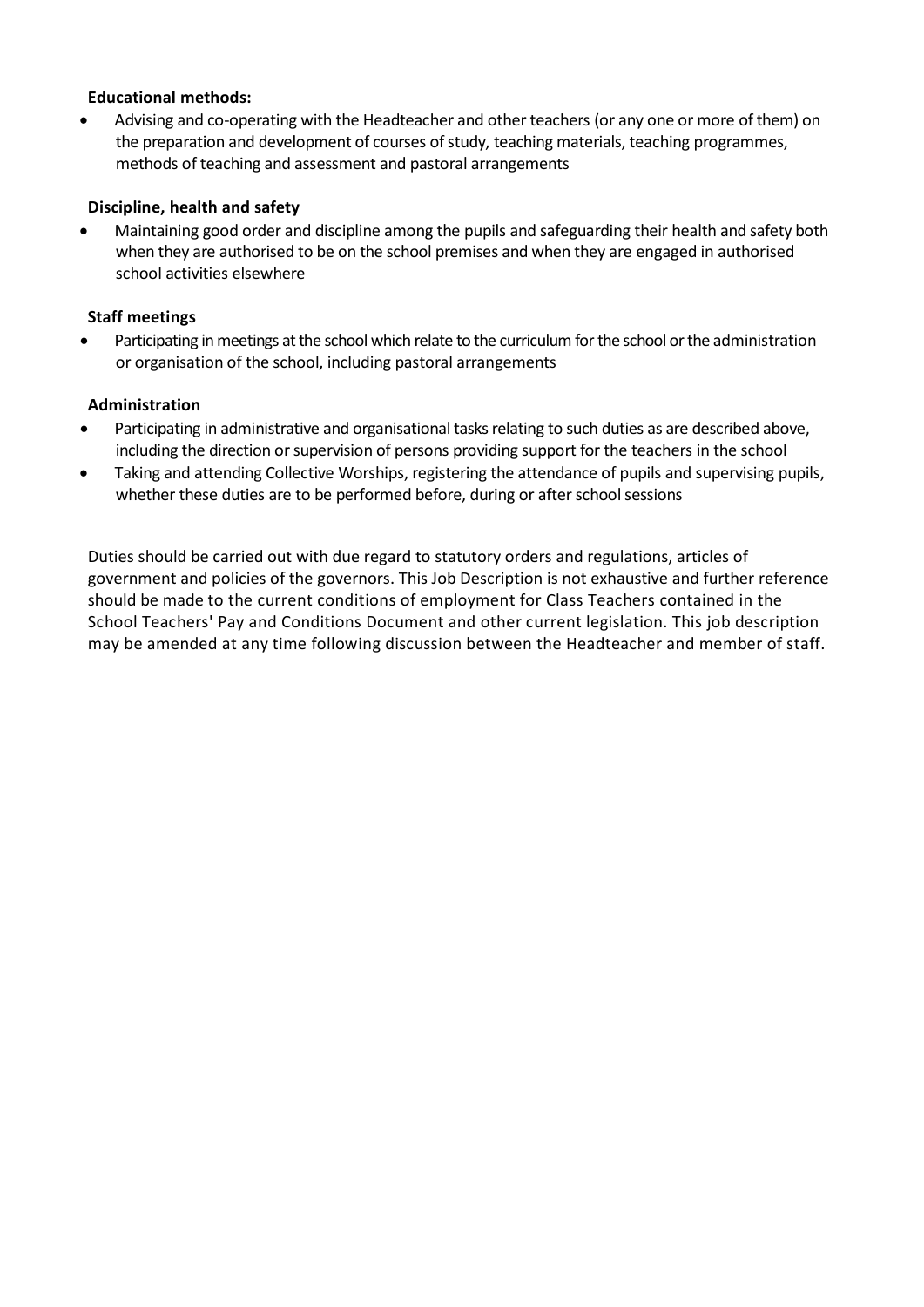**Educational methods:**

- Advising and co-operating with the Headteacher and other teachers (or any one or more of them) on the preparation and development of courses of study, teaching materials, teaching programmes, methods of teaching and assessment and pastoral arrangements

**Discipline, health and safety**

- Maintaining good order and discipline among the pupils and safeguarding their health and safety both when they are authorised to be on the school premises and when they are engaged in authorised school activities elsewhere

**Staff meetings**

- Participating in meetings at the school which relate to the curriculum for the school or the administration or organisation of the school, including pastoral arrangements

**Administration**

- Participating in administrative and organisational tasks relating to such duties as are described above, including the direction or supervision of persons providing support for the teachers in the school
- Taking and attending Collective Worships, registering the attendance of pupils and supervising pupils, whether these duties are to be performed before, during or after school sessions

Duties should be carried out with due regard to statutory orders and regulations, articles of government and policies of the governors. This Job Description is not exhaustive and further reference should be made to the current conditions of employment for Class Teachers contained in the School Teachers' Pay and Conditions Document and other current legislation. This job description may be amended at any time following discussion between the Headteacher and member of staff.